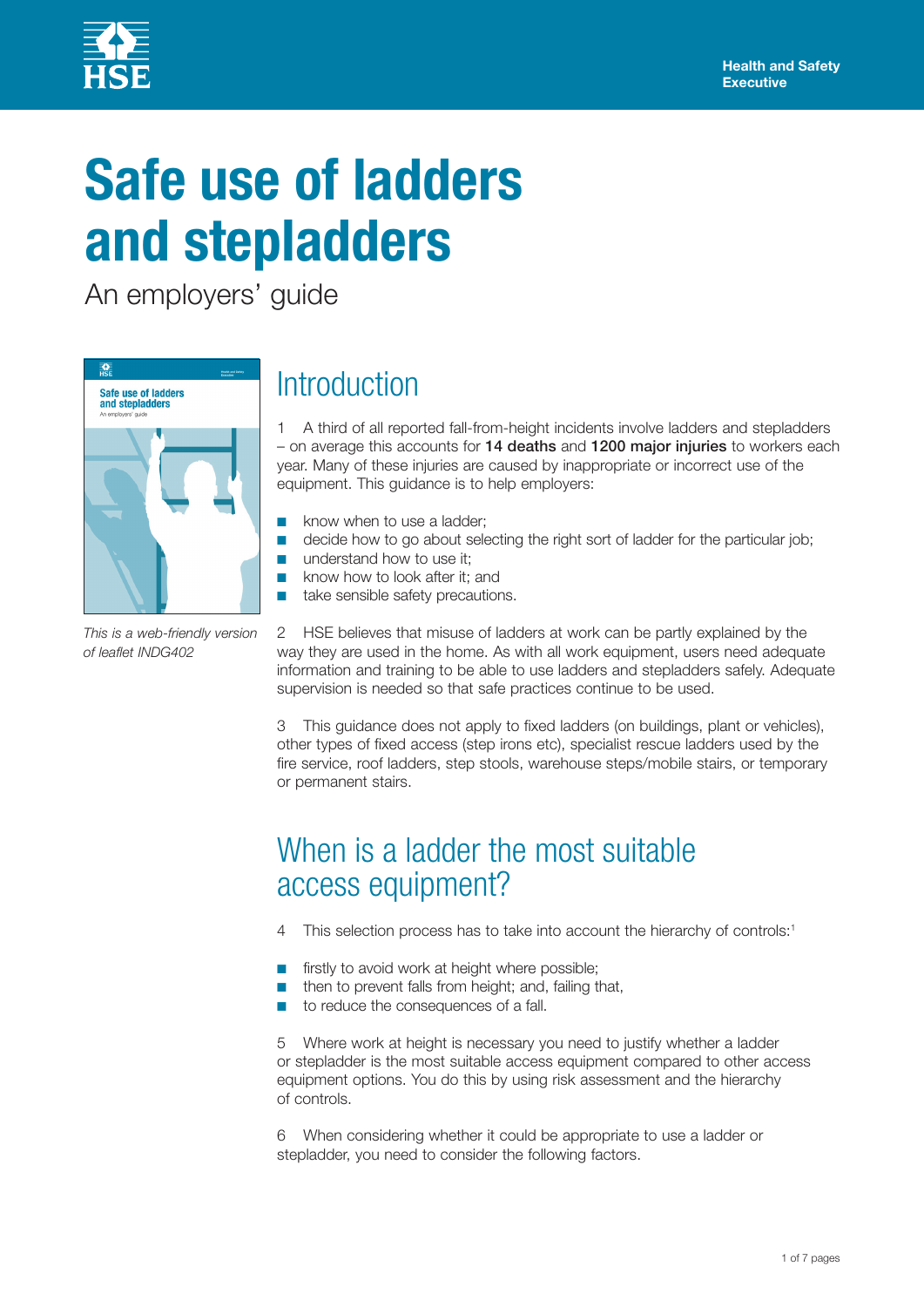# Safe use of ladders and stepladders

An employers' guide

*This is a web-friendly version of leaflet INDG402*

## Introduction

1 A third of all reported fall-from-height incidents involve ladders and stepladders – on average this accounts for **14 deaths** and **1200 major injuries** to workers each year. Many of these injuries are caused by inappropriate or incorrect use of the equipment. This guidance is to help employers:

- know when to use a ladder;
- decide how to go about selecting the right sort of ladder for the particular job;
- understand how to use it;
- know how to look after it; and
- take sensible safety precautions.

2 HSE believes that misuse of ladders at work can be partly explained by the way they are used in the home. As with all work equipment, users need adequate information and training to be able to use ladders and stepladders safely. Adequate supervision is needed so that safe practices continue to be used.

3 This guidance does not apply to fixed ladders (on buildings, plant or vehicles), other types of fixed access (step irons etc), specialist rescue ladders used by the fire service, roof ladders, step stools, warehouse steps/mobile stairs, or temporary or permanent stairs.

## When is a ladder the most suitable access equipment?

4 This selection process has to take into account the hierarchy of controls:[1]

- firstly to avoid work at height where possible;
- then to prevent falls from height; and, failing that,
- to reduce the consequences of a fall.

5 Where work at height is necessary you need to justify whether a ladder or stepladder is the most suitable access equipment compared to other access equipment options. You do this by using risk assessment and the hierarchy of controls.

6 When considering whether it could be appropriate to use a ladder or stepladder, you need to consider the following factors.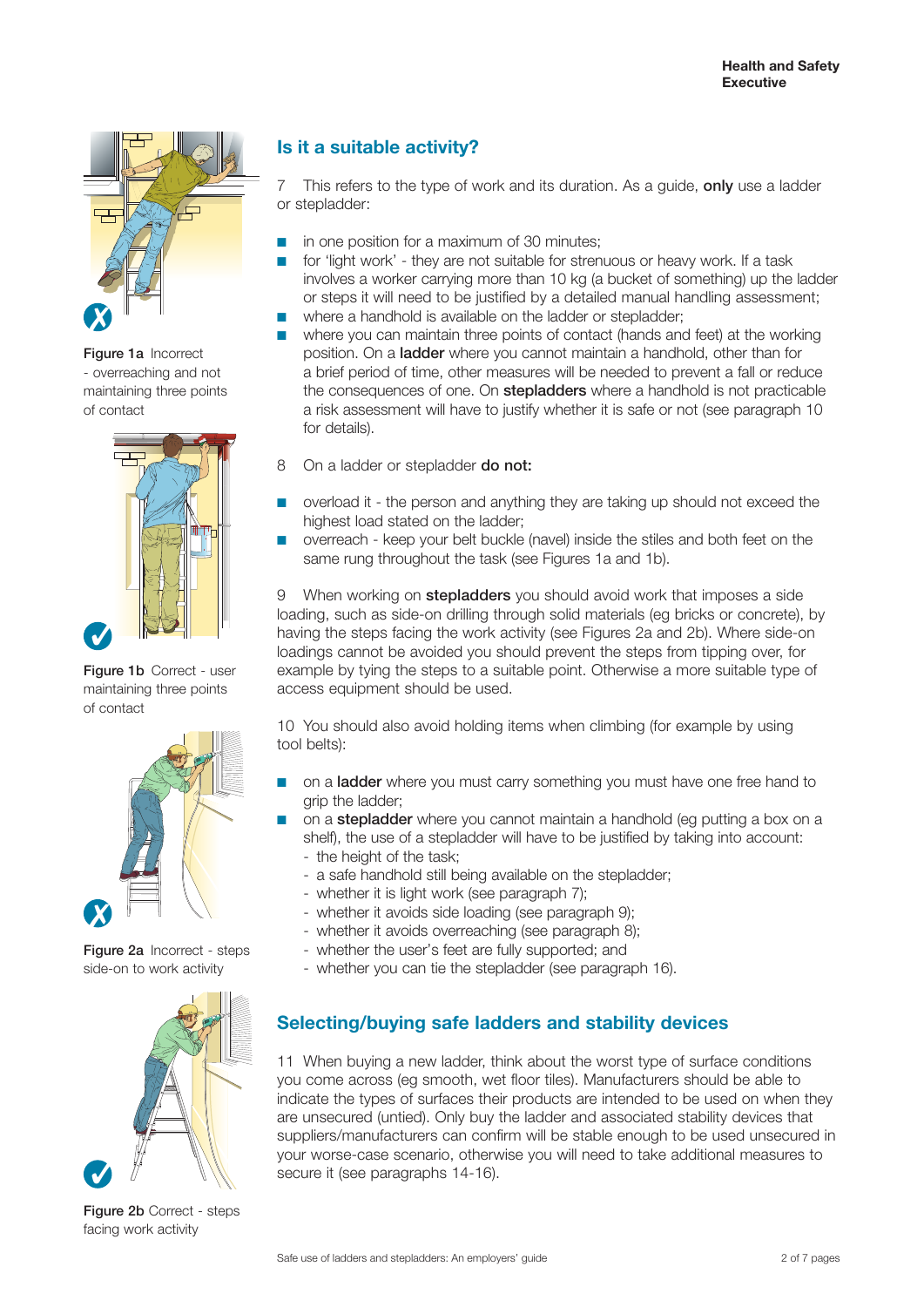Figure 1a Incorrect - overreaching and not maintaining three points of contact

Figure 1b Correct - user maintaining three points of contact

Figure 2a Incorrect - steps side-on to work activity

Figure 2b Correct - steps facing work activity

## Is it a suitable activity?

7 This refers to the type of work and its duration. As a guide, **only** use a ladder or stepladder:

- in one position for a maximum of 30 minutes;
- for 'light work' - they are not suitable for strenuous or heavy work. If a task involves a worker carrying more than 10 kg (a bucket of something) up the ladder or steps it will need to be justified by a detailed manual handling assessment;
- where a handhold is available on the ladder or stepladder;
- where you can maintain three points of contact (hands and feet) at the working position. On a **ladder** where you cannot maintain a handhold, other than for a brief period of time, other measures will be needed to prevent a fall or reduce the consequences of one. On **stepladders** where a handhold is not practicable a risk assessment will have to justify whether it is safe or not (see paragraph 10 for details).

8 On a ladder or stepladder **do not:**

- overload it - the person and anything they are taking up should not exceed the highest load stated on the ladder;
- overreach - keep your belt buckle (navel) inside the stiles and both feet on the same rung throughout the task (see Figures 1a and 1b).

9 When working on **stepladders** you should avoid work that imposes a side loading, such as side-on drilling through solid materials (eg bricks or concrete), by having the steps facing the work activity (see Figures 2a and 2b). Where side-on loadings cannot be avoided you should prevent the steps from tipping over, for example by tying the steps to a suitable point. Otherwise a more suitable type of access equipment should be used.

10 You should also avoid holding items when climbing (for example by using tool belts):

- on a **ladder** where you must carry something you must have one free hand to grip the ladder;
- on a **stepladder** where you cannot maintain a handhold (eg putting a box on a shelf), the use of a stepladder will have to be justified by taking into account:
  - the height of the task;
  - a safe handhold still being available on the stepladder;
  - whether it is light work (see paragraph 7);
  - whether it avoids side loading (see paragraph 9);
  - whether it avoids overreaching (see paragraph 8);
  - whether the user's feet are fully supported; and
  - whether you can tie the stepladder (see paragraph 16).

## Selecting/buying safe ladders and stability devices

11 When buying a new ladder, think about the worst type of surface conditions you come across (eg smooth, wet floor tiles). Manufacturers should be able to indicate the types of surfaces their products are intended to be used on when they are unsecured (untied). Only buy the ladder and associated stability devices that suppliers/manufacturers can confirm will be stable enough to be used unsecured in your worse-case scenario, otherwise you will need to take additional measures to secure it (see paragraphs 14-16).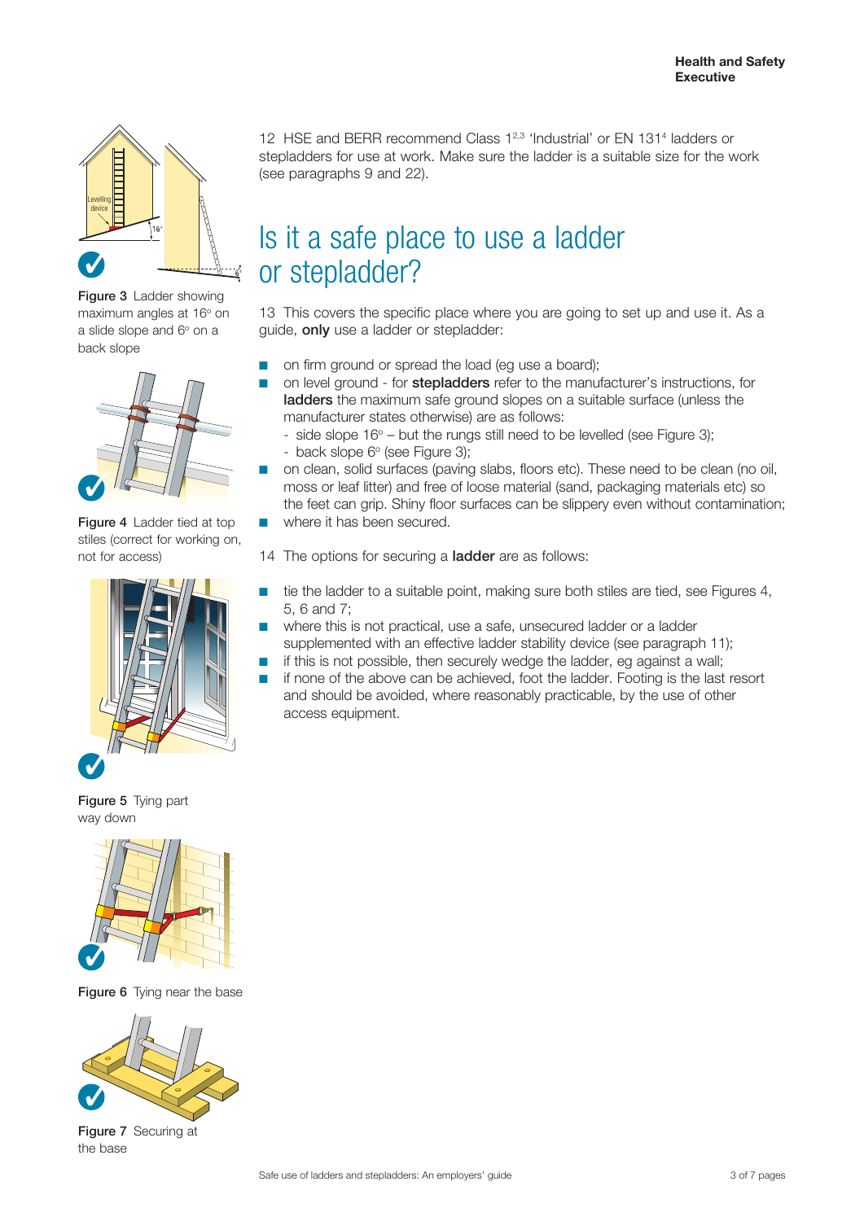12 HSE and BERR recommend Class 1[2,3] 'Industrial' or EN 131[4] ladders or stepladders for use at work. Make sure the ladder is a suitable size for the work (see paragraphs 9 and 22).

## Is it a safe place to use a ladder or stepladder?

13 This covers the specific place where you are going to set up and use it. As a guide, **only** use a ladder or stepladder:

- on firm ground or spread the load (eg use a board);
- on level ground - for **stepladders** refer to the manufacturer's instructions, for **ladders** the maximum safe ground slopes on a suitable surface (unless the manufacturer states otherwise) are as follows:
  - side slope 16º – but the rungs still need to be levelled (see Figure 3);
  - back slope 6º (see Figure 3);
- on clean, solid surfaces (paving slabs, floors etc). These need to be clean (no oil, moss or leaf litter) and free of loose material (sand, packaging materials etc) so the feet can grip. Shiny floor surfaces can be slippery even without contamination;
- where it has been secured.

14 The options for securing a **ladder** are as follows:

- tie the ladder to a suitable point, making sure both stiles are tied, see Figures 4, 5, 6 and 7;
- where this is not practical, use a safe, unsecured ladder or a ladder supplemented with an effective ladder stability device (see paragraph 11);
- if this is not possible, then securely wedge the ladder, eg against a wall;
- if none of the above can be achieved, foot the ladder. Footing is the last resort and should be avoided, where reasonably practicable, by the use of other access equipment.

**Figure 3** Ladder showing maximum angles at 16º on a slide slope and 6º on a back slope

**Figure 4** Ladder tied at top stiles (correct for working on, not for access)

**Figure 5** Tying part way down

**Figure 6** Tying near the base

**Figure 7** Securing at the base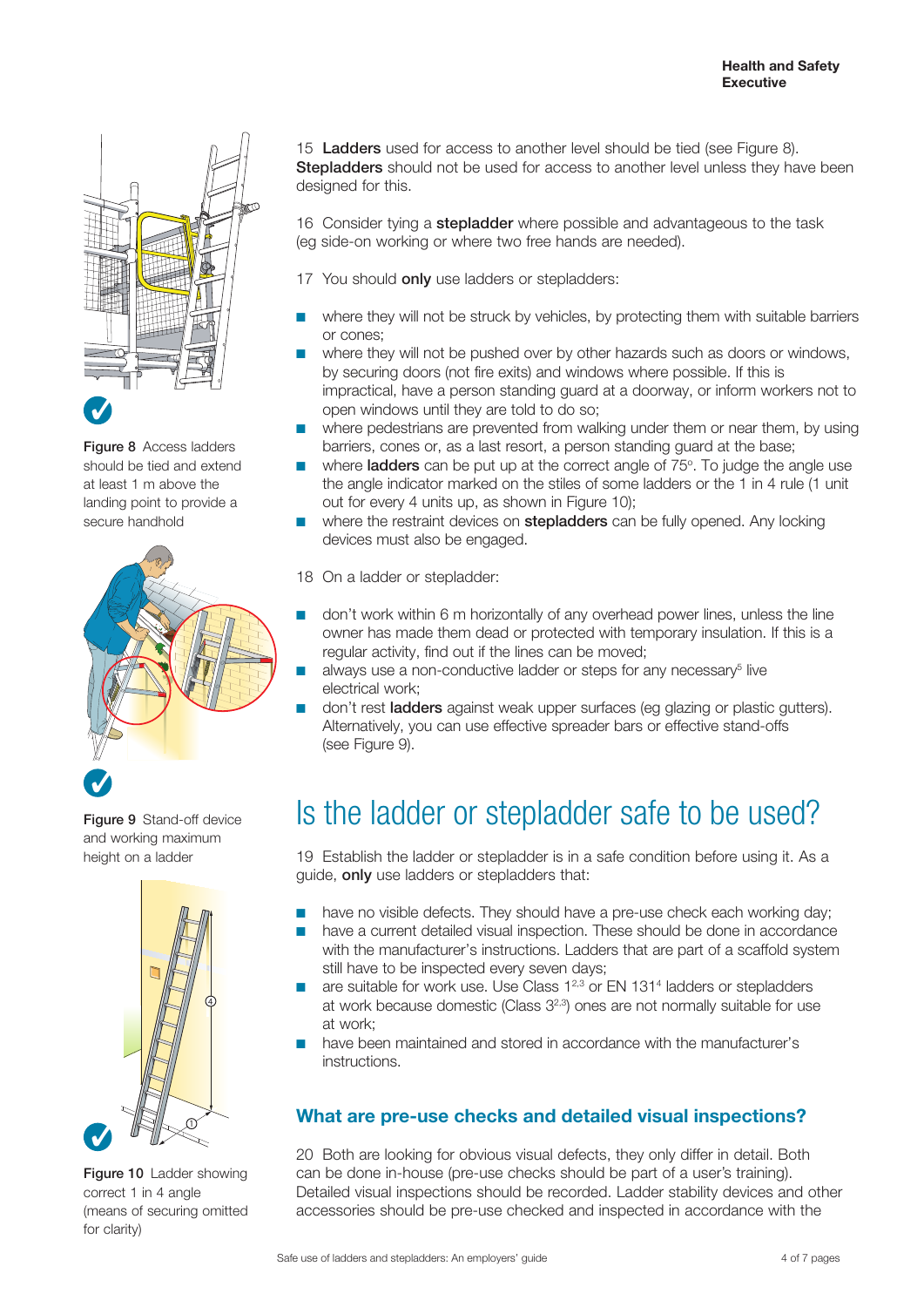15 **Ladders** used for access to another level should be tied (see Figure 8). **Stepladders** should not be used for access to another level unless they have been designed for this.

16 Consider tying a **stepladder** where possible and advantageous to the task (eg side-on working or where two free hands are needed).

17 You should **only** use ladders or stepladders:

- where they will not be struck by vehicles, by protecting them with suitable barriers or cones;
- where they will not be pushed over by other hazards such as doors or windows, by securing doors (not fire exits) and windows where possible. If this is impractical, have a person standing guard at a doorway, or inform workers not to open windows until they are told to do so;
- where pedestrians are prevented from walking under them or near them, by using barriers, cones or, as a last resort, a person standing guard at the base;
- where **ladders** can be put up at the correct angle of 75°. To judge the angle use the angle indicator marked on the stiles of some ladders or the 1 in 4 rule (1 unit out for every 4 units up, as shown in Figure 10);
- where the restraint devices on **stepladders** can be fully opened. Any locking devices must also be engaged.

18 On a ladder or stepladder:

- don't work within 6 m horizontally of any overhead power lines, unless the line owner has made them dead or protected with temporary insulation. If this is a regular activity, find out if the lines can be moved;
- always use a non-conductive ladder or steps for any necessary[5] live electrical work;
- don't rest **ladders** against weak upper surfaces (eg glazing or plastic gutters). Alternatively, you can use effective spreader bars or effective stand-offs (see Figure 9).

**Figure 8** Access ladders should be tied and extend at least 1 m above the landing point to provide a secure handhold

**Figure 9** Stand-off device and working maximum height on a ladder

**Figure 10** Ladder showing correct 1 in 4 angle (means of securing omitted for clarity)

## Is the ladder or stepladder safe to be used?

19 Establish the ladder or stepladder is in a safe condition before using it. As a guide, **only** use ladders or stepladders that:

- have no visible defects. They should have a pre-use check each working day;
- have a current detailed visual inspection. These should be done in accordance with the manufacturer's instructions. Ladders that are part of a scaffold system still have to be inspected every seven days;
- are suitable for work use. Use Class 1[2,3] or EN 131[4] ladders or stepladders at work because domestic (Class 3[2,3]) ones are not normally suitable for use at work;
- have been maintained and stored in accordance with the manufacturer's instructions.

### What are pre-use checks and detailed visual inspections?

20 Both are looking for obvious visual defects, they only differ in detail. Both can be done in-house (pre-use checks should be part of a user's training). Detailed visual inspections should be recorded. Ladder stability devices and other accessories should be pre-use checked and inspected in accordance with the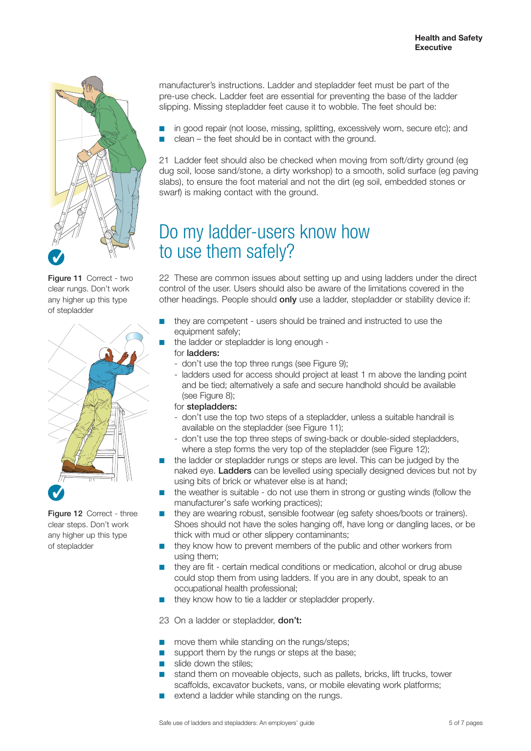manufacturer's instructions. Ladder and stepladder feet must be part of the pre-use check. Ladder feet are essential for preventing the base of the ladder slipping. Missing stepladder feet cause it to wobble. The feet should be:

- in good repair (not loose, missing, splitting, excessively worn, secure etc); and
- clean – the feet should be in contact with the ground.

21 Ladder feet should also be checked when moving from soft/dirty ground (eg dug soil, loose sand/stone, a dirty workshop) to a smooth, solid surface (eg paving slabs), to ensure the foot material and not the dirt (eg soil, embedded stones or swarf) is making contact with the ground.

Figure 11 Correct - two clear rungs. Don't work any higher up this type of stepladder

Figure 12 Correct - three clear steps. Don't work any higher up this type of stepladder

## Do my ladder-users know how to use them safely?

22 These are common issues about setting up and using ladders under the direct control of the user. Users should also be aware of the limitations covered in the other headings. People should **only** use a ladder, stepladder or stability device if:

- they are competent - users should be trained and instructed to use the equipment safely;
- the ladder or stepladder is long enough -
  for **ladders:**
  - don't use the top three rungs (see Figure 9);
  - ladders used for access should project at least 1 m above the landing point and be tied; alternatively a safe and secure handhold should be available (see Figure 8);

  for **stepladders:**
  - don't use the top two steps of a stepladder, unless a suitable handrail is available on the stepladder (see Figure 11);
  - don't use the top three steps of swing-back or double-sided stepladders, where a step forms the very top of the stepladder (see Figure 12);
- the ladder or stepladder rungs or steps are level. This can be judged by the naked eye. **Ladders** can be levelled using specially designed devices but not by using bits of brick or whatever else is at hand;
- the weather is suitable - do not use them in strong or gusting winds (follow the manufacturer's safe working practices);
- they are wearing robust, sensible footwear (eg safety shoes/boots or trainers). Shoes should not have the soles hanging off, have long or dangling laces, or be thick with mud or other slippery contaminants;
- they know how to prevent members of the public and other workers from using them;
- they are fit - certain medical conditions or medication, alcohol or drug abuse could stop them from using ladders. If you are in any doubt, speak to an occupational health professional;
- they know how to tie a ladder or stepladder properly.

23 On a ladder or stepladder, **don't:**

- move them while standing on the rungs/steps;
- support them by the rungs or steps at the base;
- slide down the stiles;
- stand them on moveable objects, such as pallets, bricks, lift trucks, tower scaffolds, excavator buckets, vans, or mobile elevating work platforms;
- extend a ladder while standing on the rungs.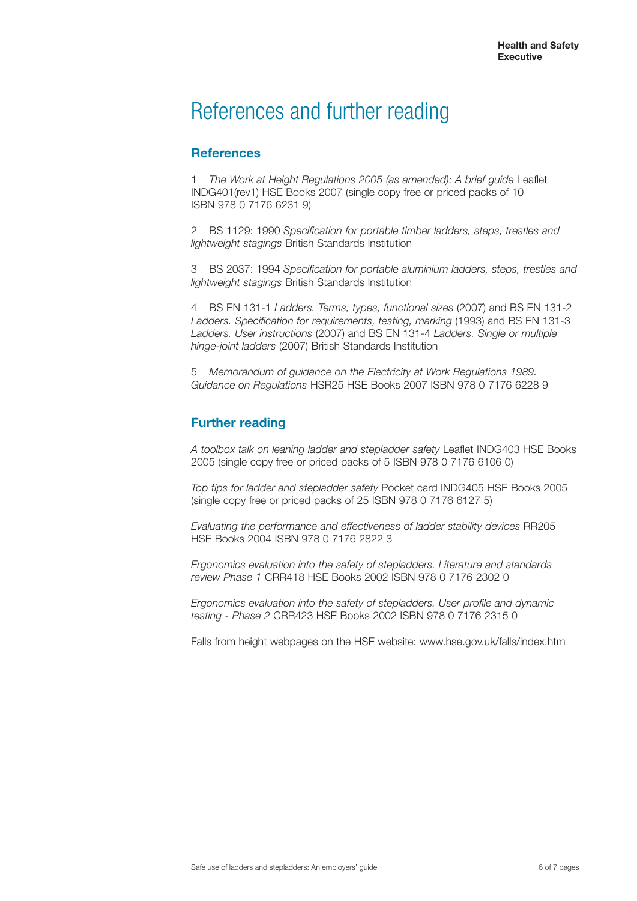# References and further reading

## References

1 *The Work at Height Regulations 2005 (as amended): A brief guide* Leaflet INDG401(rev1) HSE Books 2007 (single copy free or priced packs of 10 ISBN 978 0 7176 6231 9)

2 BS 1129: 1990 *Specification for portable timber ladders, steps, trestles and lightweight stagings* British Standards Institution

3 BS 2037: 1994 *Specification for portable aluminium ladders, steps, trestles and lightweight stagings* British Standards Institution

4 BS EN 131-1 *Ladders. Terms, types, functional sizes* (2007) and BS EN 131-2 *Ladders. Specification for requirements, testing, marking* (1993) and BS EN 131-3 *Ladders. User instructions* (2007) and BS EN 131-4 *Ladders. Single or multiple hinge-joint ladders* (2007) British Standards Institution

5 *Memorandum of guidance on the Electricity at Work Regulations 1989. Guidance on Regulations* HSR25 HSE Books 2007 ISBN 978 0 7176 6228 9

## Further reading

*A toolbox talk on leaning ladder and stepladder safety* Leaflet INDG403 HSE Books 2005 (single copy free or priced packs of 5 ISBN 978 0 7176 6106 0)

*Top tips for ladder and stepladder safety* Pocket card INDG405 HSE Books 2005 (single copy free or priced packs of 25 ISBN 978 0 7176 6127 5)

*Evaluating the performance and effectiveness of ladder stability devices* RR205 HSE Books 2004 ISBN 978 0 7176 2822 3

*Ergonomics evaluation into the safety of stepladders. Literature and standards review Phase 1* CRR418 HSE Books 2002 ISBN 978 0 7176 2302 0

*Ergonomics evaluation into the safety of stepladders. User profile and dynamic testing - Phase 2* CRR423 HSE Books 2002 ISBN 978 0 7176 2315 0

Falls from height webpages on the HSE website: www.hse.gov.uk/falls/index.htm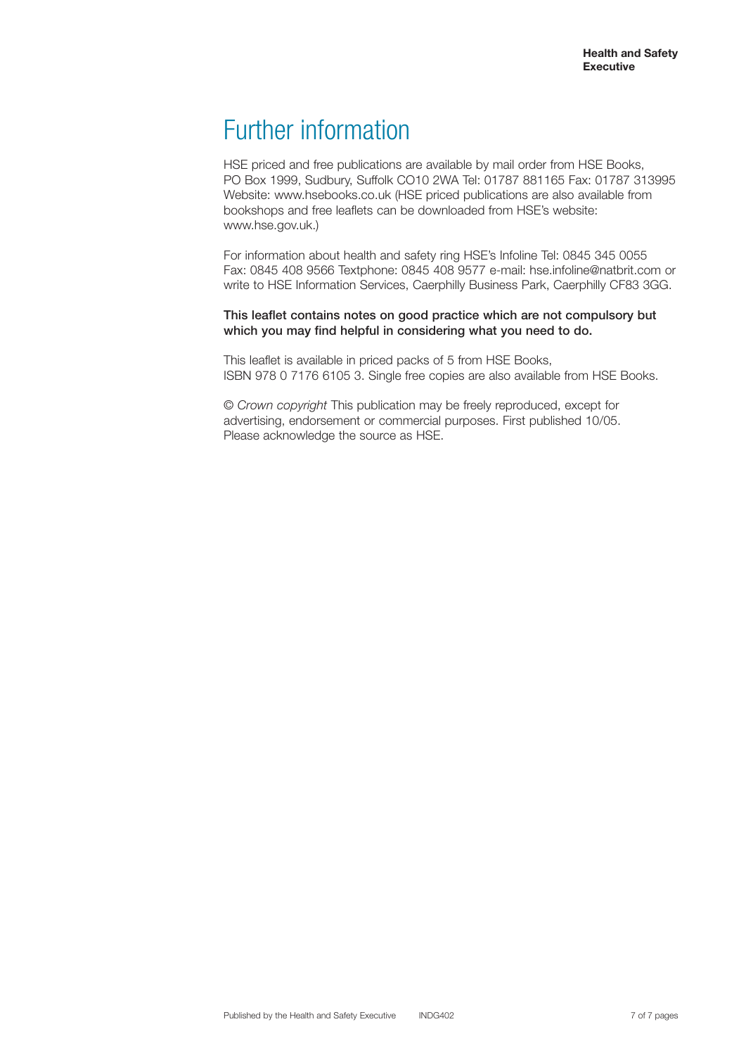# Further information

HSE priced and free publications are available by mail order from HSE Books, PO Box 1999, Sudbury, Suffolk CO10 2WA Tel: 01787 881165 Fax: 01787 313995 Website: www.hsebooks.co.uk (HSE priced publications are also available from bookshops and free leaflets can be downloaded from HSE's website: www.hse.gov.uk.)

For information about health and safety ring HSE's Infoline Tel: 0845 345 0055 Fax: 0845 408 9566 Textphone: 0845 408 9577 e-mail: hse.infoline@natbrit.com or write to HSE Information Services, Caerphilly Business Park, Caerphilly CF83 3GG.

**This leaflet contains notes on good practice which are not compulsory but which you may find helpful in considering what you need to do.**

This leaflet is available in priced packs of 5 from HSE Books, ISBN 978 0 7176 6105 3. Single free copies are also available from HSE Books.

© *Crown copyright* This publication may be freely reproduced, except for advertising, endorsement or commercial purposes. First published 10/05. Please acknowledge the source as HSE.

Published by the Health and Safety Executive INDG402